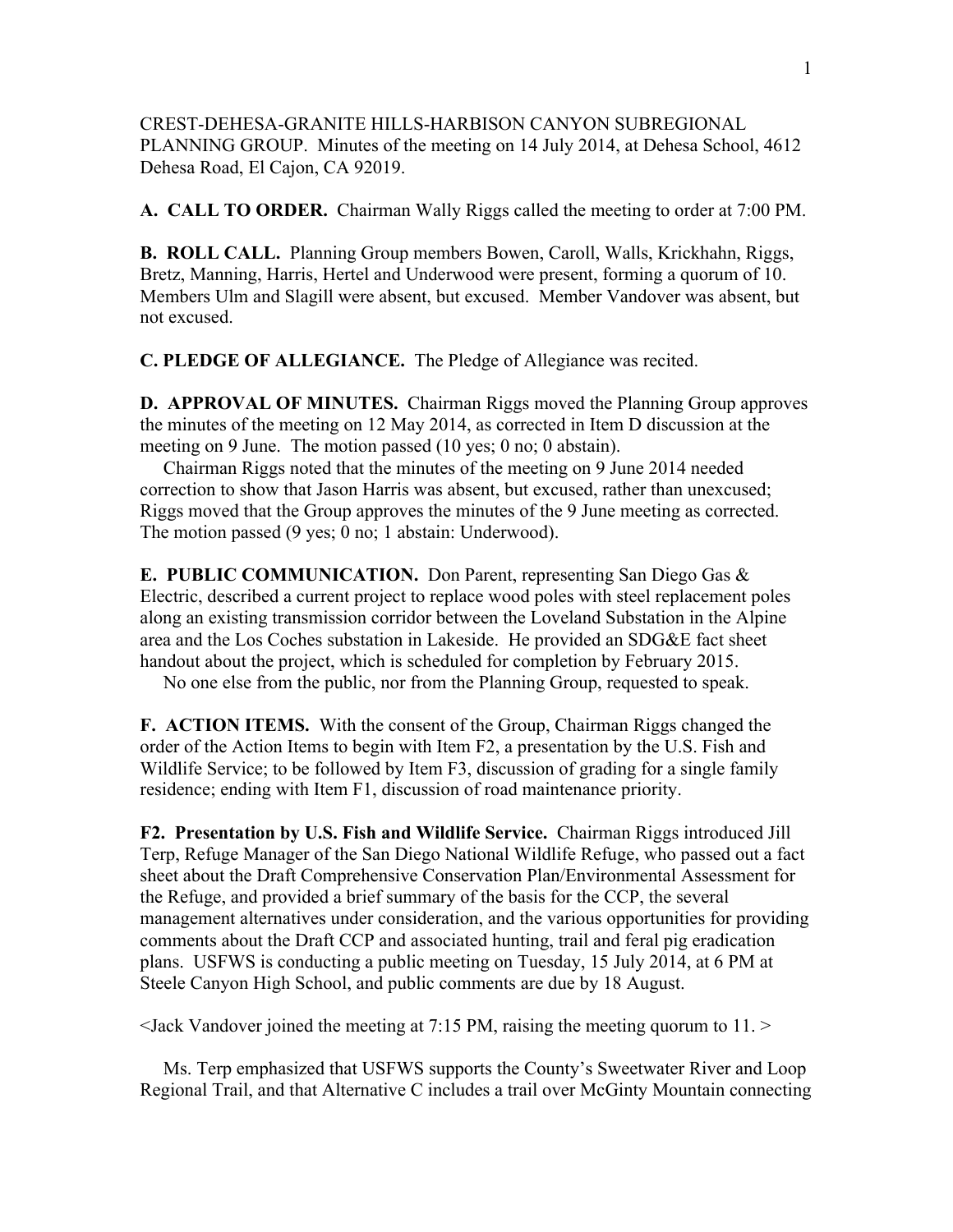CREST-DEHESA-GRANITE HILLS-HARBISON CANYON SUBREGIONAL PLANNING GROUP. Minutes of the meeting on 14 July 2014, at Dehesa School, 4612 Dehesa Road, El Cajon, CA 92019.

**A. CALL TO ORDER.** Chairman Wally Riggs called the meeting to order at 7:00 PM.

**B. ROLL CALL.** Planning Group members Bowen, Caroll, Walls, Krickhahn, Riggs, Bretz, Manning, Harris, Hertel and Underwood were present, forming a quorum of 10. Members Ulm and Slagill were absent, but excused. Member Vandover was absent, but not excused.

**C. PLEDGE OF ALLEGIANCE.** The Pledge of Allegiance was recited.

**D. APPROVAL OF MINUTES.** Chairman Riggs moved the Planning Group approves the minutes of the meeting on 12 May 2014, as corrected in Item D discussion at the meeting on 9 June. The motion passed (10 yes; 0 no; 0 abstain).

Chairman Riggs noted that the minutes of the meeting on 9 June 2014 needed correction to show that Jason Harris was absent, but excused, rather than unexcused; Riggs moved that the Group approves the minutes of the 9 June meeting as corrected. The motion passed (9 yes; 0 no; 1 abstain: Underwood).

**E. PUBLIC COMMUNICATION.** Don Parent, representing San Diego Gas & Electric, described a current project to replace wood poles with steel replacement poles along an existing transmission corridor between the Loveland Substation in the Alpine area and the Los Coches substation in Lakeside. He provided an SDG&E fact sheet handout about the project, which is scheduled for completion by February 2015.

No one else from the public, nor from the Planning Group, requested to speak.

**F. ACTION ITEMS.** With the consent of the Group, Chairman Riggs changed the order of the Action Items to begin with Item F2, a presentation by the U.S. Fish and Wildlife Service; to be followed by Item F3, discussion of grading for a single family residence; ending with Item F1, discussion of road maintenance priority.

**F2. Presentation by U.S. Fish and Wildlife Service.** Chairman Riggs introduced Jill Terp, Refuge Manager of the San Diego National Wildlife Refuge, who passed out a fact sheet about the Draft Comprehensive Conservation Plan/Environmental Assessment for the Refuge, and provided a brief summary of the basis for the CCP, the several management alternatives under consideration, and the various opportunities for providing comments about the Draft CCP and associated hunting, trail and feral pig eradication plans. USFWS is conducting a public meeting on Tuesday, 15 July 2014, at 6 PM at Steele Canyon High School, and public comments are due by 18 August.

<Jack Vandover joined the meeting at 7:15 PM, raising the meeting quorum to 11. >

Ms. Terp emphasized that USFWS supports the County's Sweetwater River and Loop Regional Trail, and that Alternative C includes a trail over McGinty Mountain connecting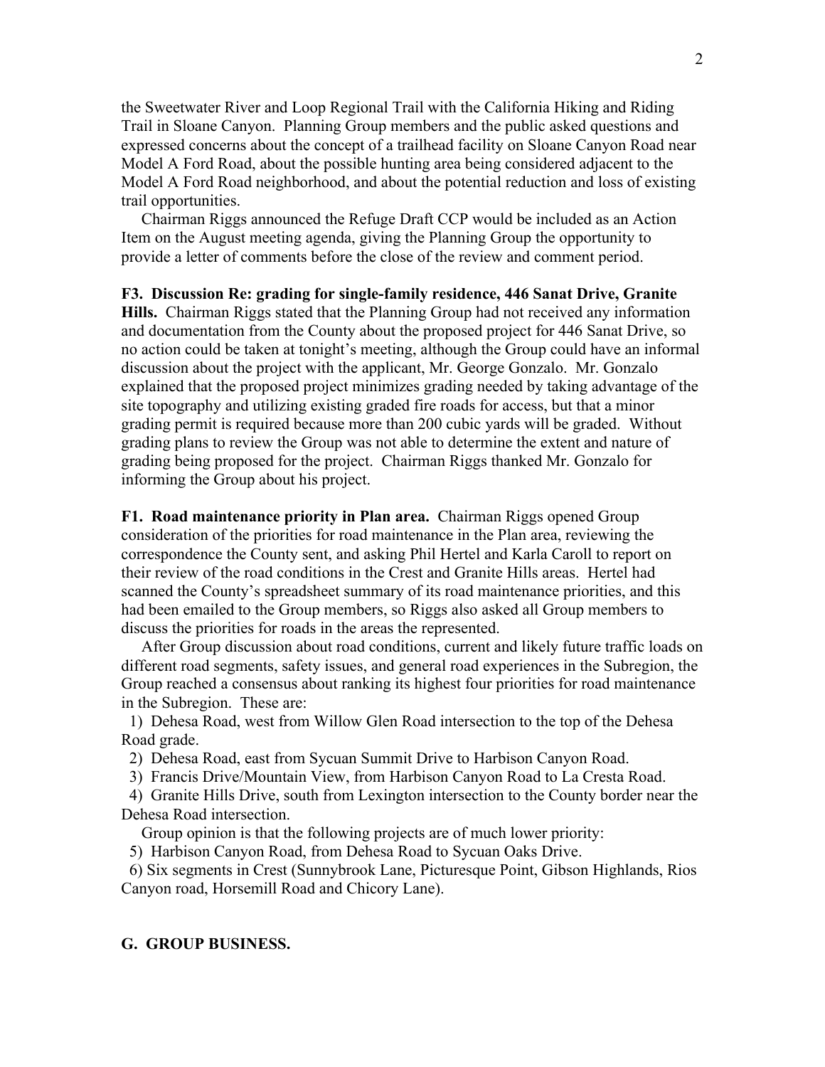the Sweetwater River and Loop Regional Trail with the California Hiking and Riding Trail in Sloane Canyon. Planning Group members and the public asked questions and expressed concerns about the concept of a trailhead facility on Sloane Canyon Road near Model A Ford Road, about the possible hunting area being considered adjacent to the Model A Ford Road neighborhood, and about the potential reduction and loss of existing trail opportunities.

Chairman Riggs announced the Refuge Draft CCP would be included as an Action Item on the August meeting agenda, giving the Planning Group the opportunity to provide a letter of comments before the close of the review and comment period.

**F3. Discussion Re: grading for single-family residence, 446 Sanat Drive, Granite Hills.** Chairman Riggs stated that the Planning Group had not received any information and documentation from the County about the proposed project for 446 Sanat Drive, so no action could be taken at tonight's meeting, although the Group could have an informal discussion about the project with the applicant, Mr. George Gonzalo. Mr. Gonzalo explained that the proposed project minimizes grading needed by taking advantage of the site topography and utilizing existing graded fire roads for access, but that a minor grading permit is required because more than 200 cubic yards will be graded. Without grading plans to review the Group was not able to determine the extent and nature of grading being proposed for the project. Chairman Riggs thanked Mr. Gonzalo for informing the Group about his project.

**F1. Road maintenance priority in Plan area.** Chairman Riggs opened Group consideration of the priorities for road maintenance in the Plan area, reviewing the correspondence the County sent, and asking Phil Hertel and Karla Caroll to report on their review of the road conditions in the Crest and Granite Hills areas. Hertel had scanned the County's spreadsheet summary of its road maintenance priorities, and this had been emailed to the Group members, so Riggs also asked all Group members to discuss the priorities for roads in the areas the represented.

After Group discussion about road conditions, current and likely future traffic loads on different road segments, safety issues, and general road experiences in the Subregion, the Group reached a consensus about ranking its highest four priorities for road maintenance in the Subregion. These are:

1) Dehesa Road, west from Willow Glen Road intersection to the top of the Dehesa Road grade.
2) Dehesa Road, east from Sycuan Summit Drive to Harbison Canyon Road.
3) Francis Drive/Mountain View, from Harbison Canyon Road to La Cresta Road.
4) Granite Hills Drive, south from Lexington intersection to the County border near the Dehesa Road intersection.

Group opinion is that the following projects are of much lower priority:

5) Harbison Canyon Road, from Dehesa Road to Sycuan Oaks Drive.
6) Six segments in Crest (Sunnybrook Lane, Picturesque Point, Gibson Highlands, Rios Canyon road, Horsemill Road and Chicory Lane).

**G. GROUP BUSINESS.**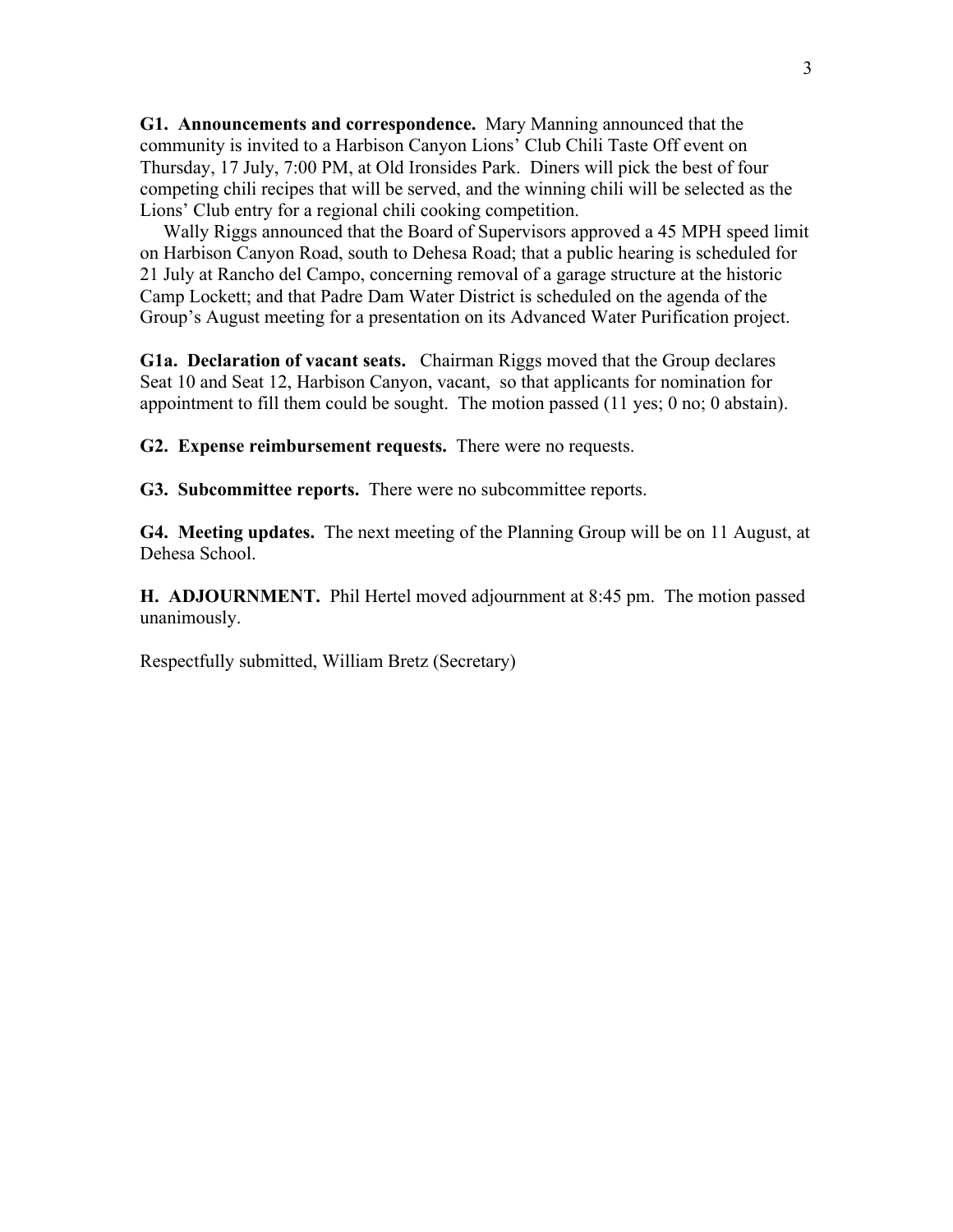**G1. Announcements and correspondence.** Mary Manning announced that the community is invited to a Harbison Canyon Lions' Club Chili Taste Off event on Thursday, 17 July, 7:00 PM, at Old Ironsides Park. Diners will pick the best of four competing chili recipes that will be served, and the winning chili will be selected as the Lions' Club entry for a regional chili cooking competition.

Wally Riggs announced that the Board of Supervisors approved a 45 MPH speed limit on Harbison Canyon Road, south to Dehesa Road; that a public hearing is scheduled for 21 July at Rancho del Campo, concerning removal of a garage structure at the historic Camp Lockett; and that Padre Dam Water District is scheduled on the agenda of the Group's August meeting for a presentation on its Advanced Water Purification project.

**G1a. Declaration of vacant seats.** Chairman Riggs moved that the Group declares Seat 10 and Seat 12, Harbison Canyon, vacant, so that applicants for nomination for appointment to fill them could be sought. The motion passed (11 yes; 0 no; 0 abstain).

**G2. Expense reimbursement requests.** There were no requests.

**G3. Subcommittee reports.** There were no subcommittee reports.

**G4. Meeting updates.** The next meeting of the Planning Group will be on 11 August, at Dehesa School.

**H. ADJOURNMENT.** Phil Hertel moved adjournment at 8:45 pm. The motion passed unanimously.

Respectfully submitted, William Bretz (Secretary)